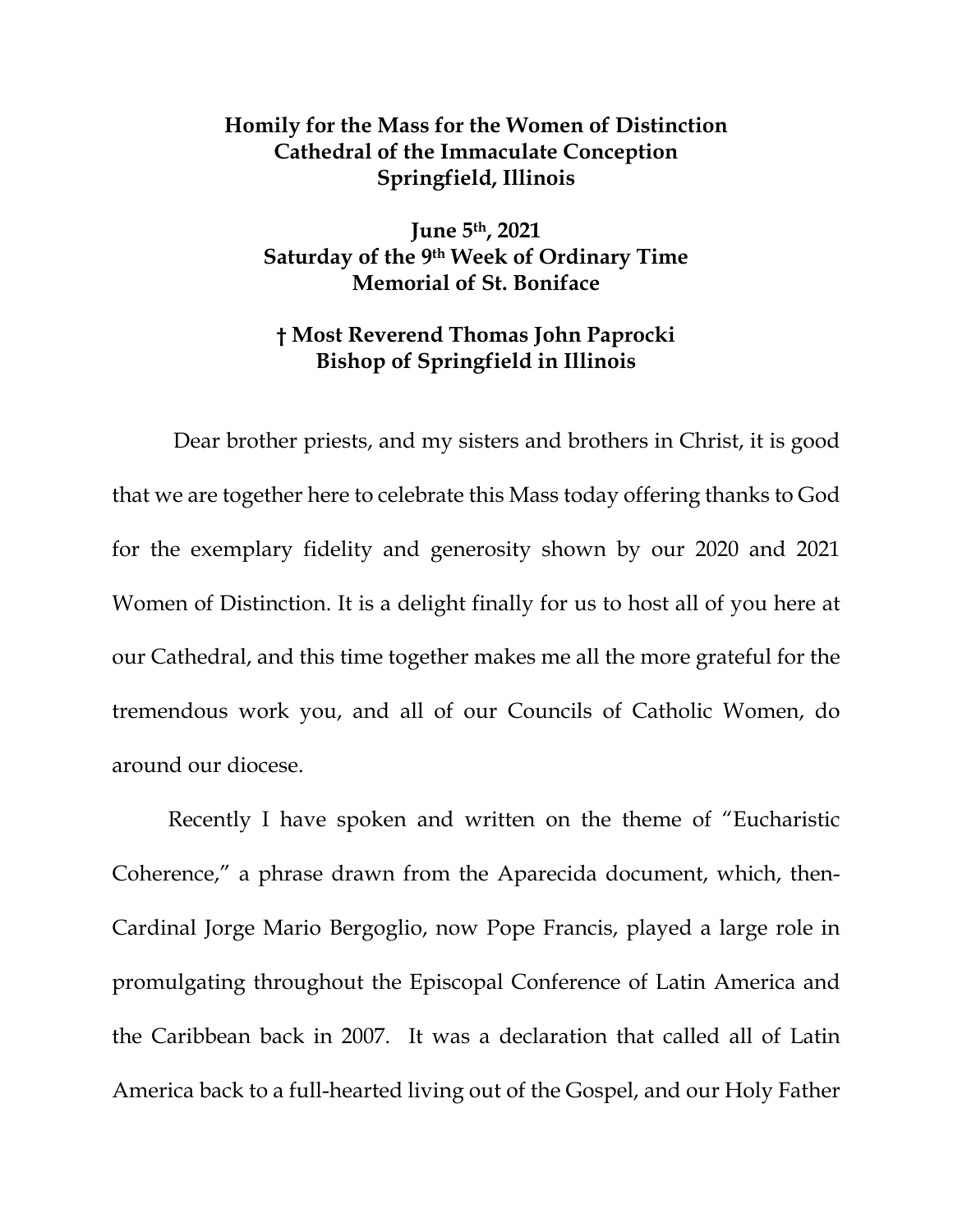**Homily for the Mass for the Women of Distinction**
**Cathedral of the Immaculate Conception**
**Springfield, Illinois**

**June 5th, 2021**
**Saturday of the 9th Week of Ordinary Time**
**Memorial of St. Boniface**

**† Most Reverend Thomas John Paprocki**
**Bishop of Springfield in Illinois**

Dear brother priests, and my sisters and brothers in Christ, it is good that we are together here to celebrate this Mass today offering thanks to God for the exemplary fidelity and generosity shown by our 2020 and 2021 Women of Distinction. It is a delight finally for us to host all of you here at our Cathedral, and this time together makes me all the more grateful for the tremendous work you, and all of our Councils of Catholic Women, do around our diocese.

Recently I have spoken and written on the theme of "Eucharistic Coherence," a phrase drawn from the Aparecida document, which, then-Cardinal Jorge Mario Bergoglio, now Pope Francis, played a large role in promulgating throughout the Episcopal Conference of Latin America and the Caribbean back in 2007. It was a declaration that called all of Latin America back to a full-hearted living out of the Gospel, and our Holy Father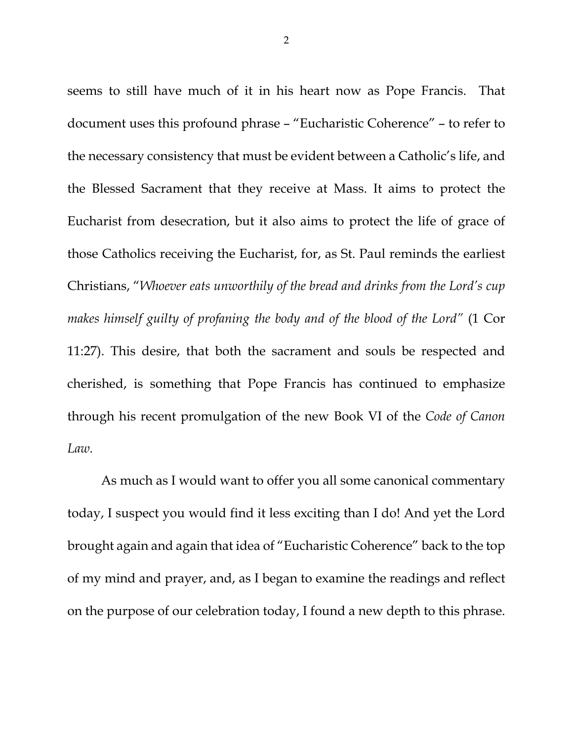seems to still have much of it in his heart now as Pope Francis. That document uses this profound phrase – "Eucharistic Coherence" – to refer to the necessary consistency that must be evident between a Catholic's life, and the Blessed Sacrament that they receive at Mass. It aims to protect the Eucharist from desecration, but it also aims to protect the life of grace of those Catholics receiving the Eucharist, for, as St. Paul reminds the earliest Christians, "*Whoever eats unworthily of the bread and drinks from the Lord's cup makes himself guilty of profaning the body and of the blood of the Lord*" (1 Cor 11:27). This desire, that both the sacrament and souls be respected and cherished, is something that Pope Francis has continued to emphasize through his recent promulgation of the new Book VI of the *Code of Canon Law.*

As much as I would want to offer you all some canonical commentary today, I suspect you would find it less exciting than I do! And yet the Lord brought again and again that idea of "Eucharistic Coherence" back to the top of my mind and prayer, and, as I began to examine the readings and reflect on the purpose of our celebration today, I found a new depth to this phrase.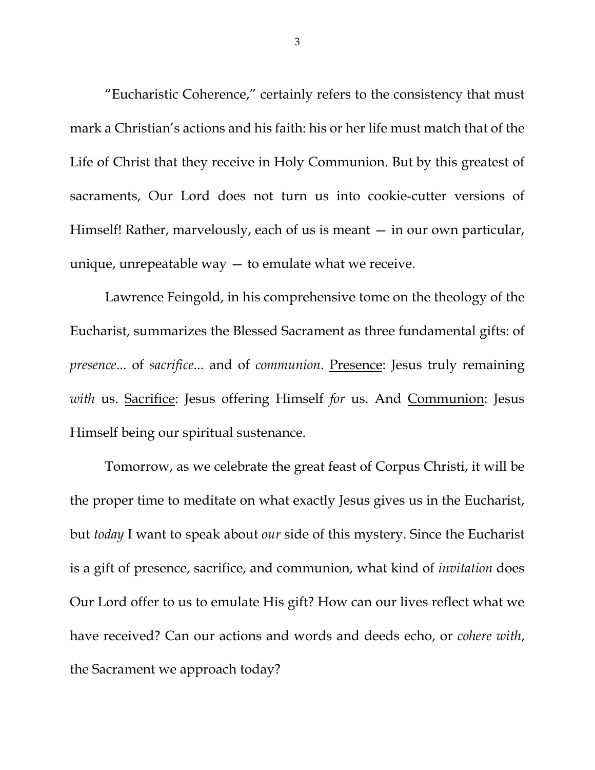"Eucharistic Coherence," certainly refers to the consistency that must mark a Christian's actions and his faith: his or her life must match that of the Life of Christ that they receive in Holy Communion. But by this greatest of sacraments, Our Lord does not turn us into cookie-cutter versions of Himself! Rather, marvelously, each of us is meant — in our own particular, unique, unrepeatable way — to emulate what we receive.

Lawrence Feingold, in his comprehensive tome on the theology of the Eucharist, summarizes the Blessed Sacrament as three fundamental gifts: of *presence*... of *sacrifice*... and of *communion*. <u>Presence</u>: Jesus truly remaining *with* us. <u>Sacrifice</u>: Jesus offering Himself *for* us. And <u>Communion</u>: Jesus Himself being our spiritual sustenance.

Tomorrow, as we celebrate the great feast of Corpus Christi, it will be the proper time to meditate on what exactly Jesus gives us in the Eucharist, but *today* I want to speak about *our* side of this mystery. Since the Eucharist is a gift of presence, sacrifice, and communion, what kind of *invitation* does Our Lord offer to us to emulate His gift? How can our lives reflect what we have received? Can our actions and words and deeds echo, or *cohere with*, the Sacrament we approach today?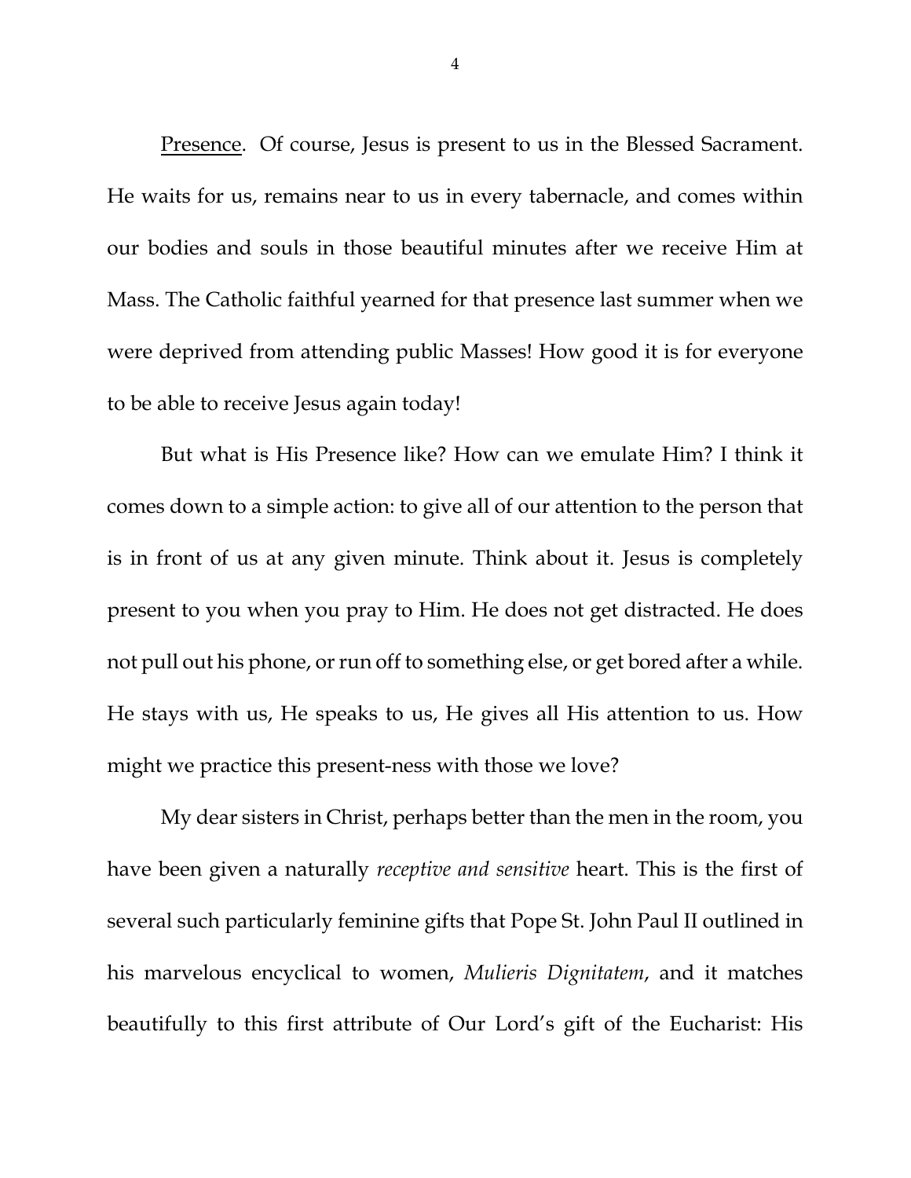<u>Presence</u>. Of course, Jesus is present to us in the Blessed Sacrament. He waits for us, remains near to us in every tabernacle, and comes within our bodies and souls in those beautiful minutes after we receive Him at Mass. The Catholic faithful yearned for that presence last summer when we were deprived from attending public Masses! How good it is for everyone to be able to receive Jesus again today!

But what is His Presence like? How can we emulate Him? I think it comes down to a simple action: to give all of our attention to the person that is in front of us at any given minute. Think about it. Jesus is completely present to you when you pray to Him. He does not get distracted. He does not pull out his phone, or run off to something else, or get bored after a while. He stays with us, He speaks to us, He gives all His attention to us. How might we practice this present-ness with those we love?

My dear sisters in Christ, perhaps better than the men in the room, you have been given a naturally *receptive and sensitive* heart. This is the first of several such particularly feminine gifts that Pope St. John Paul II outlined in his marvelous encyclical to women, *Mulieris Dignitatem*, and it matches beautifully to this first attribute of Our Lord's gift of the Eucharist: His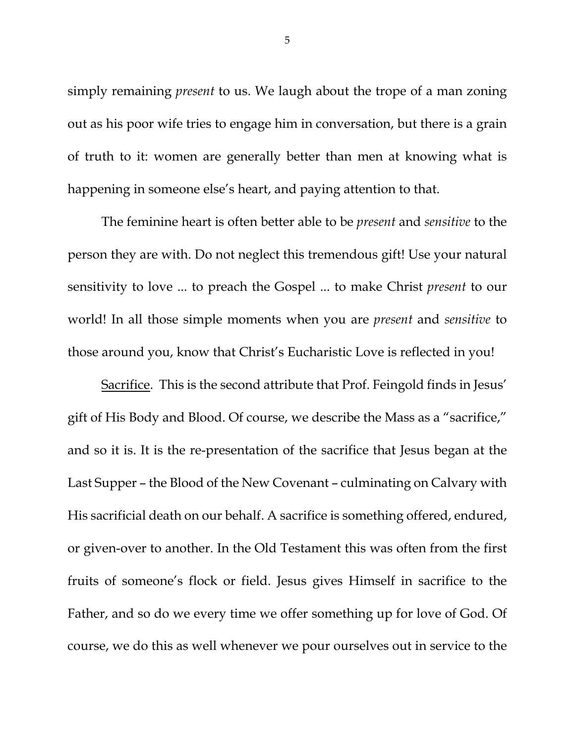simply remaining *present* to us. We laugh about the trope of a man zoning out as his poor wife tries to engage him in conversation, but there is a grain of truth to it: women are generally better than men at knowing what is happening in someone else's heart, and paying attention to that.

The feminine heart is often better able to be *present* and *sensitive* to the person they are with. Do not neglect this tremendous gift! Use your natural sensitivity to love ... to preach the Gospel ... to make Christ *present* to our world! In all those simple moments when you are *present* and *sensitive* to those around you, know that Christ's Eucharistic Love is reflected in you!

<u>Sacrifice</u>. This is the second attribute that Prof. Feingold finds in Jesus' gift of His Body and Blood. Of course, we describe the Mass as a "sacrifice," and so it is. It is the re-presentation of the sacrifice that Jesus began at the Last Supper – the Blood of the New Covenant – culminating on Calvary with His sacrificial death on our behalf. A sacrifice is something offered, endured, or given-over to another. In the Old Testament this was often from the first fruits of someone's flock or field. Jesus gives Himself in sacrifice to the Father, and so do we every time we offer something up for love of God. Of course, we do this as well whenever we pour ourselves out in service to the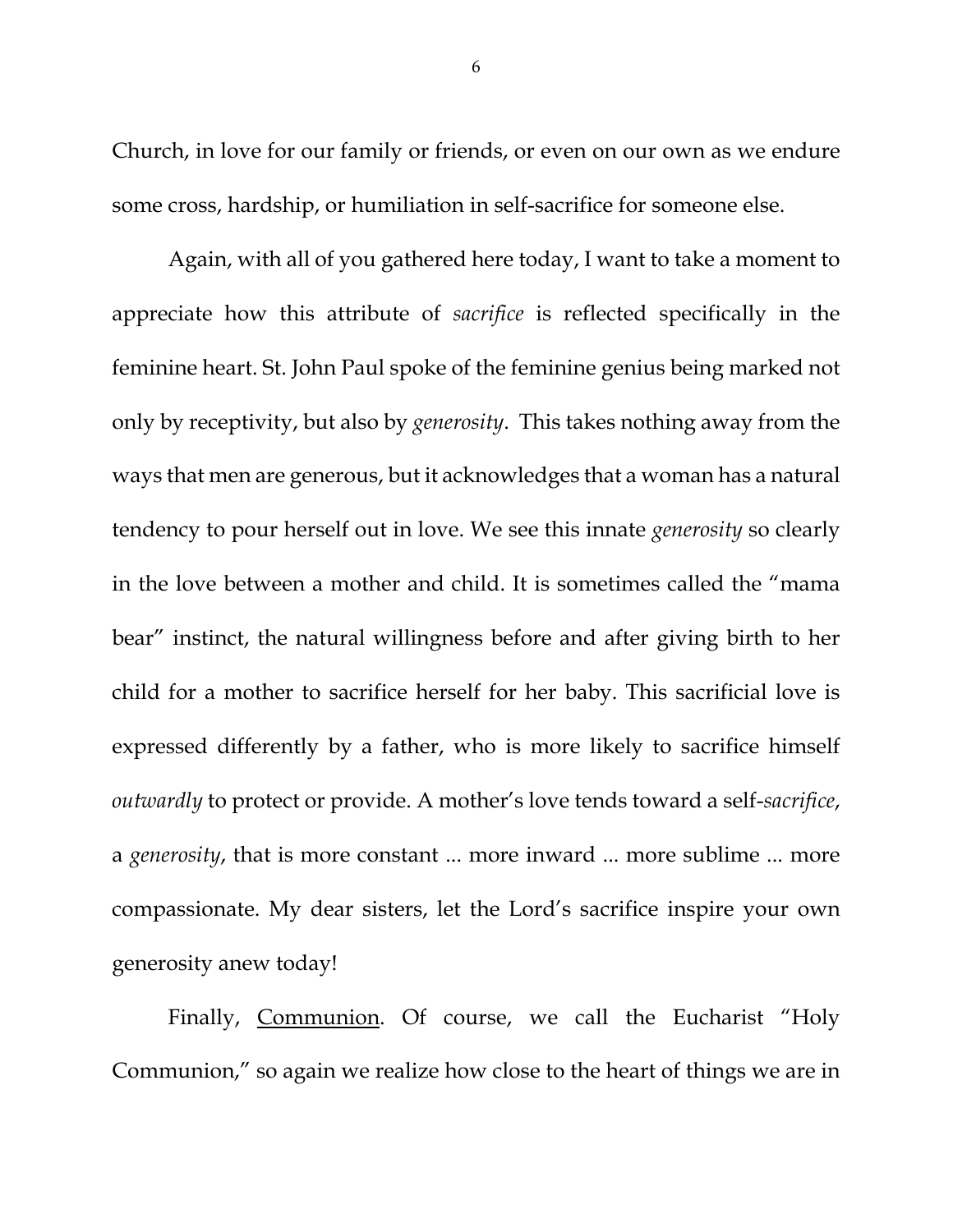Church, in love for our family or friends, or even on our own as we endure some cross, hardship, or humiliation in self-sacrifice for someone else.

Again, with all of you gathered here today, I want to take a moment to appreciate how this attribute of *sacrifice* is reflected specifically in the feminine heart. St. John Paul spoke of the feminine genius being marked not only by receptivity, but also by *generosity*. This takes nothing away from the ways that men are generous, but it acknowledges that a woman has a natural tendency to pour herself out in love. We see this innate *generosity* so clearly in the love between a mother and child. It is sometimes called the "mama bear" instinct, the natural willingness before and after giving birth to her child for a mother to sacrifice herself for her baby. This sacrificial love is expressed differently by a father, who is more likely to sacrifice himself *outwardly* to protect or provide. A mother's love tends toward a self-*sacrifice*, a *generosity*, that is more constant ... more inward ... more sublime ... more compassionate. My dear sisters, let the Lord's sacrifice inspire your own generosity anew today!

Finally, <u>Communion</u>. Of course, we call the Eucharist "Holy Communion," so again we realize how close to the heart of things we are in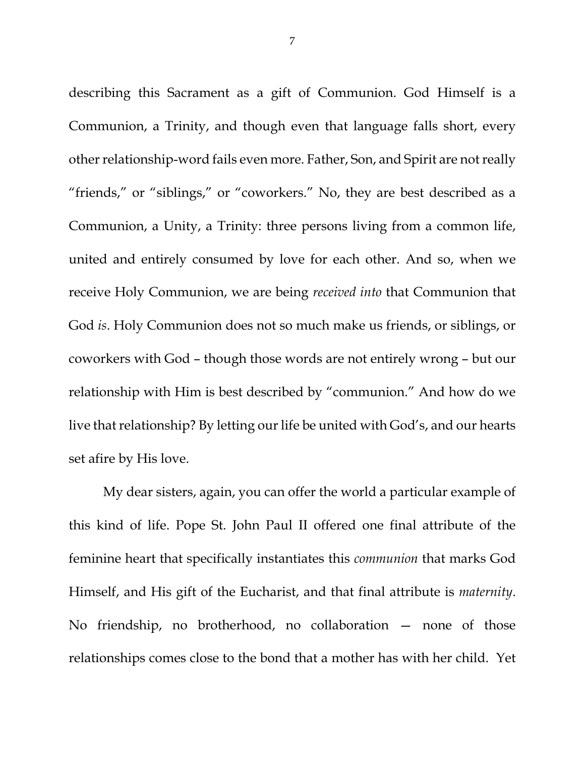describing this Sacrament as a gift of Communion. God Himself is a Communion, a Trinity, and though even that language falls short, every other relationship-word fails even more. Father, Son, and Spirit are not really "friends," or "siblings," or "coworkers." No, they are best described as a Communion, a Unity, a Trinity: three persons living from a common life, united and entirely consumed by love for each other. And so, when we receive Holy Communion, we are being *received into* that Communion that God *is*. Holy Communion does not so much make us friends, or siblings, or coworkers with God – though those words are not entirely wrong – but our relationship with Him is best described by "communion." And how do we live that relationship? By letting our life be united with God's, and our hearts set afire by His love.

My dear sisters, again, you can offer the world a particular example of this kind of life. Pope St. John Paul II offered one final attribute of the feminine heart that specifically instantiates this *communion* that marks God Himself, and His gift of the Eucharist, and that final attribute is *maternity*. No friendship, no brotherhood, no collaboration — none of those relationships comes close to the bond that a mother has with her child. Yet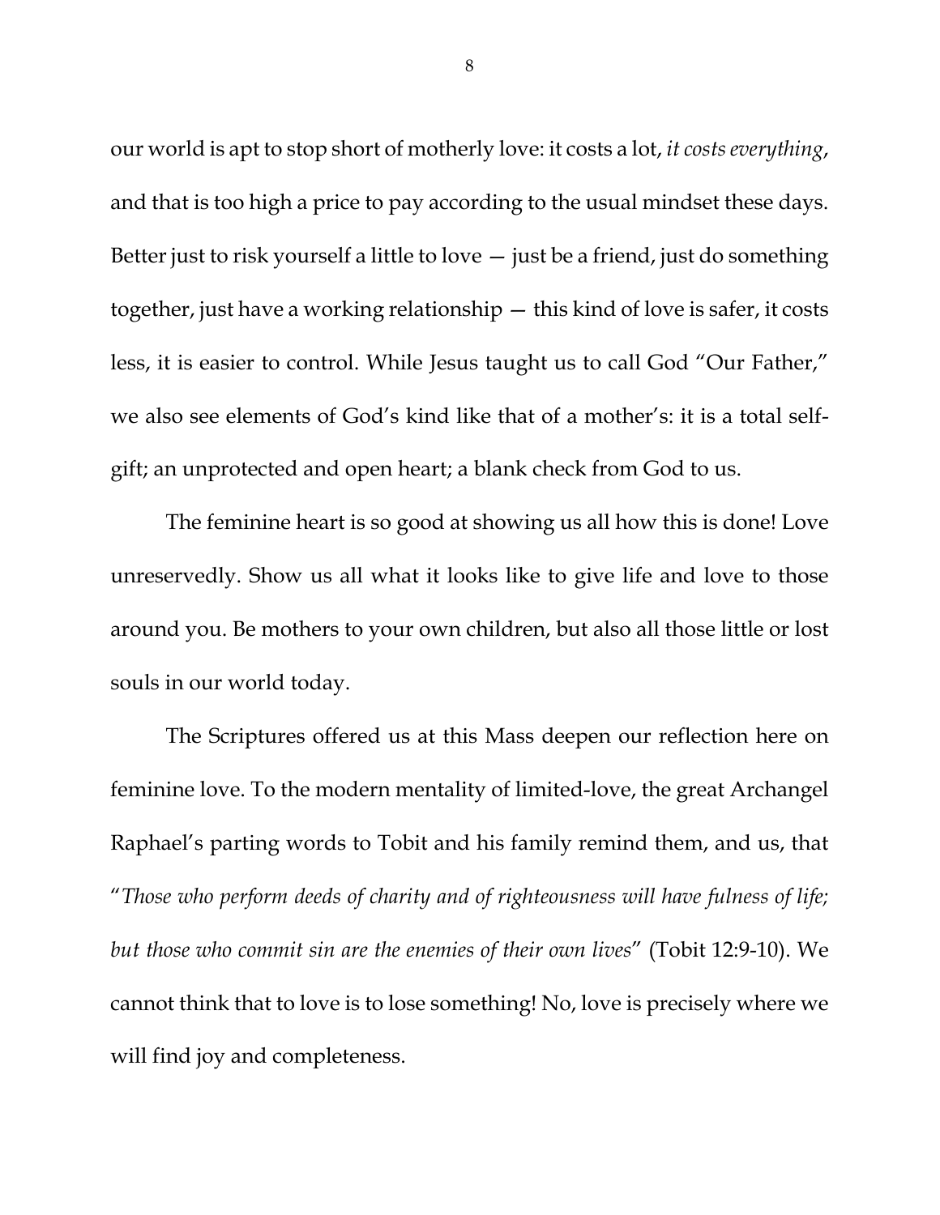our world is apt to stop short of motherly love: it costs a lot, *it costs everything*, and that is too high a price to pay according to the usual mindset these days. Better just to risk yourself a little to love — just be a friend, just do something together, just have a working relationship — this kind of love is safer, it costs less, it is easier to control. While Jesus taught us to call God "Our Father," we also see elements of God's kind like that of a mother's: it is a total self-gift; an unprotected and open heart; a blank check from God to us.

The feminine heart is so good at showing us all how this is done! Love unreservedly. Show us all what it looks like to give life and love to those around you. Be mothers to your own children, but also all those little or lost souls in our world today.

The Scriptures offered us at this Mass deepen our reflection here on feminine love. To the modern mentality of limited-love, the great Archangel Raphael's parting words to Tobit and his family remind them, and us, that "*Those who perform deeds of charity and of righteousness will have fulness of life; but those who commit sin are the enemies of their own lives*" (Tobit 12:9-10). We cannot think that to love is to lose something! No, love is precisely where we will find joy and completeness.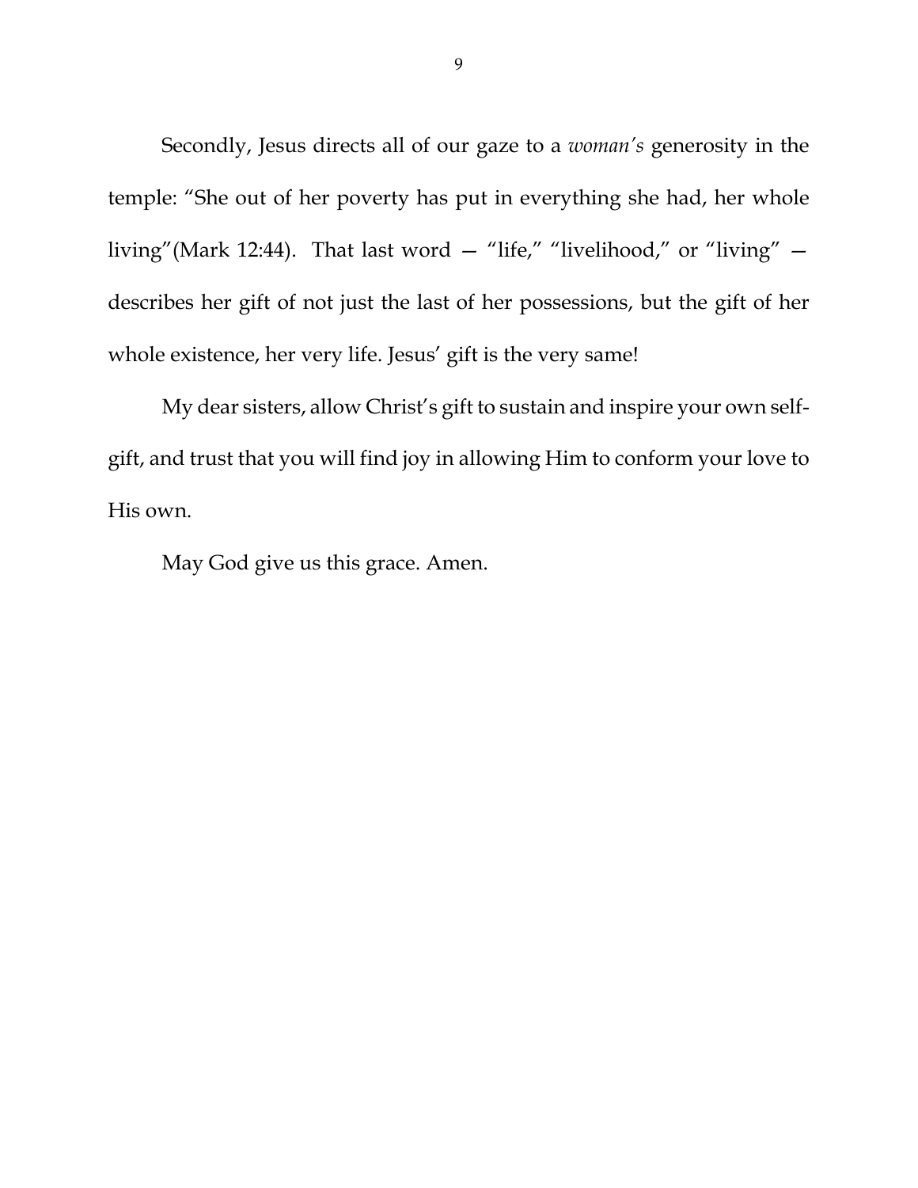Secondly, Jesus directs all of our gaze to a *woman's* generosity in the temple: "She out of her poverty has put in everything she had, her whole living"(Mark 12:44). That last word — "life," "livelihood," or "living" — describes her gift of not just the last of her possessions, but the gift of her whole existence, her very life. Jesus' gift is the very same!

My dear sisters, allow Christ's gift to sustain and inspire your own self-gift, and trust that you will find joy in allowing Him to conform your love to His own.

May God give us this grace. Amen.